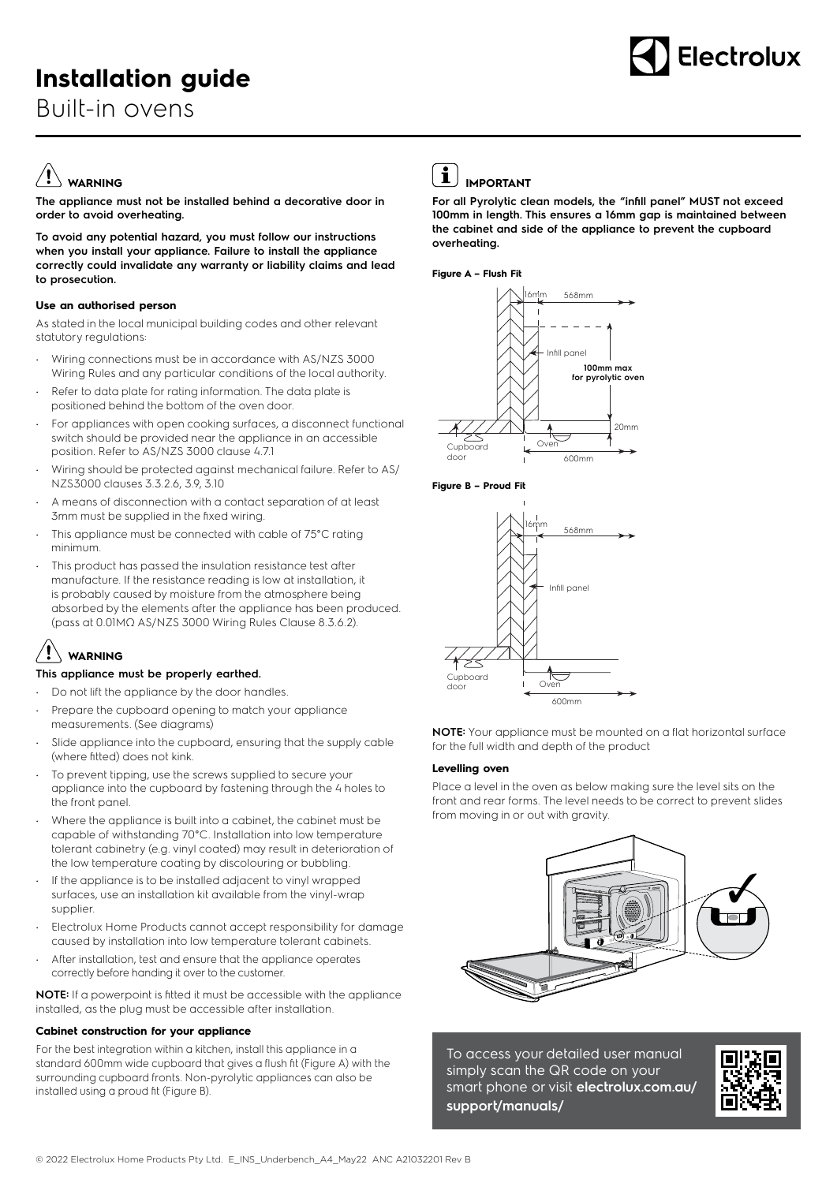# Installation guide

Built-in ovens

## WARNING

**The appliance must not be installed behind a decorative door in order to avoid overheating.**

**To avoid any potential hazard, you must follow our instructions when you install your appliance. Failure to install the appliance correctly could invalidate any warranty or liability claims and lead to prosecution.**

### Use an authorised person

As stated in the local municipal building codes and other relevant statutory regulations:

- Wiring connections must be in accordance with AS/NZS 3000 Wiring Rules and any particular conditions of the local authority.
- Refer to data plate for rating information. The data plate is positioned behind the bottom of the oven door.
- For appliances with open cooking surfaces, a disconnect functional switch should be provided near the appliance in an accessible position. Refer to AS/NZS 3000 clause 4.7.1
- Wiring should be protected against mechanical failure. Refer to AS/NZS3000 clauses 3.3.2.6, 3.9, 3.10
- A means of disconnection with a contact separation of at least 3mm must be supplied in the fixed wiring.
- This appliance must be connected with cable of 75°C rating minimum.
- This product has passed the insulation resistance test after manufacture. If the resistance reading is low at installation, it is probably caused by moisture from the atmosphere being absorbed by the elements after the appliance has been produced. (pass at 0.01MΩ AS/NZS 3000 Wiring Rules Clause 8.3.6.2).

## WARNING

**This appliance must be properly earthed.**

- Do not lift the appliance by the door handles.
- Prepare the cupboard opening to match your appliance measurements. (See diagrams)
- Slide appliance into the cupboard, ensuring that the supply cable (where fitted) does not kink.
- To prevent tipping, use the screws supplied to secure your appliance into the cupboard by fastening through the 4 holes to the front panel.
- Where the appliance is built into a cabinet, the cabinet must be capable of withstanding 70°C. Installation into low temperature tolerant cabinetry (e.g. vinyl coated) may result in deterioration of the low temperature coating by discolouring or bubbling.
- If the appliance is to be installed adjacent to vinyl wrapped surfaces, use an installation kit available from the vinyl-wrap supplier.
- Electrolux Home Products cannot accept responsibility for damage caused by installation into low temperature tolerant cabinets.
- After installation, test and ensure that the appliance operates correctly before handing it over to the customer.

**NOTE:** If a powerpoint is fitted it must be accessible with the appliance installed, as the plug must be accessible after installation.

### Cabinet construction for your appliance

For the best integration within a kitchen, install this appliance in a standard 600mm wide cupboard that gives a flush fit (Figure A) with the surrounding cupboard fronts. Non-pyrolytic appliances can also be installed using a proud fit (Figure B).

## IMPORTANT

**For all Pyrolytic clean models, the "infill panel" MUST not exceed 100mm in length. This ensures a 16mm gap is maintained between the cabinet and side of the appliance to prevent the cupboard overheating.**

**Figure A – Flush Fit**

16mm, 568mm, Infill panel, **100mm max for pyrolytic oven**, 20mm, Cupboard door, Oven, 600mm

**Figure B – Proud Fit**

16mm, 568mm, Infill panel, Cupboard door, Oven, 600mm

**NOTE:** Your appliance must be mounted on a flat horizontal surface for the full width and depth of the product

### Levelling oven

Place a level in the oven as below making sure the level sits on the front and rear forms. The level needs to be correct to prevent slides from moving in or out with gravity.

To access your detailed user manual simply scan the QR code on your smart phone or visit **electrolux.com.au/support/manuals/**

© 2022 Electrolux Home Products Pty Ltd. E_INS_Underbench_A4_May22 ANC A21032201 Rev B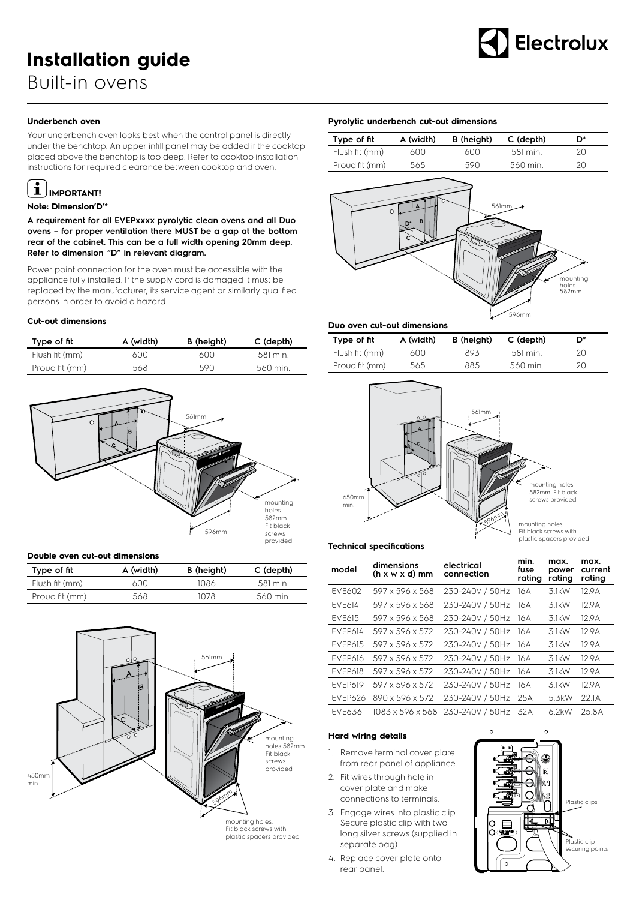# Installation guide

Built-in ovens

Electrolux

### Underbench oven

Your underbench oven looks best when the control panel is directly under the benchtop. An upper infill panel may be added if the cooktop placed above the benchtop is too deep. Refer to cooktop installation instructions for required clearance between cooktop and oven.

**IMPORTANT!**

**Note: Dimension'D'***

**A requirement for all EVEPxxxx pyrolytic clean ovens and all Duo ovens – for proper ventilation there MUST be a gap at the bottom rear of the cabinet. This can be a full width opening 20mm deep. Refer to dimension "D" in relevant diagram.**

Power point connection for the oven must be accessible with the appliance fully installed. If the supply cord is damaged it must be replaced by the manufacturer, its service agent or similarly qualified persons in order to avoid a hazard.

### Cut-out dimensions

| Type of fit | A (width) | B (height) | C (depth) |
|---|---|---|---|
| Flush fit (mm) | 600 | 600 | 581 min. |
| Proud fit (mm) | 568 | 590 | 560 min. |

A
B
C
561mm
mounting holes 582mm. Fit black screws provided.
596mm

### Double oven cut-out dimensions

| Type of fit | A (width) | B (height) | C (depth) |
|---|---|---|---|
| Flush fit (mm) | 600 | 1086 | 581 min. |
| Proud fit (mm) | 568 | 1078 | 560 min. |

A
B
C
561mm
mounting holes 582mm. Fit black screws provided
450mm min.
596mm
mounting holes. Fit black screws with plastic spacers provided

### Pyrolytic underbench cut-out dimensions

| Type of fit | A (width) | B (height) | C (depth) | D* |
|---|---|---|---|---|
| Flush fit (mm) | 600 | 600 | 581 min. | 20 |
| Proud fit (mm) | 565 | 590 | 560 min. | 20 |

A
B
C
D*
561mm
mounting holes 582mm
596mm

### Duo oven cut-out dimensions

| Type of fit | A (width) | B (height) | C (depth) | D* |
|---|---|---|---|---|
| Flush fit (mm) | 600 | 893 | 581 min. | 20 |
| Proud fit (mm) | 565 | 885 | 560 min. | 20 |

561mm
mounting holes 582mm. Fit black screws provided
650mm min.
596mm
mounting holes. Fit black screws with plastic spacers provided

### Technical specifications

| model | dimensions (h x w x d) mm | electrical connection | min. fuse rating | max. power rating | max. current rating |
|---|---|---|---|---|---|
| EVE602 | 597 x 596 x 568 | 230-240V / 50Hz | 16A | 3.1kW | 12.9A |
| EVE614 | 597 x 596 x 568 | 230-240V / 50Hz | 16A | 3.1kW | 12.9A |
| EVE615 | 597 x 596 x 568 | 230-240V / 50Hz | 16A | 3.1kW | 12.9A |
| EVEP614 | 597 x 596 x 572 | 230-240V / 50Hz | 16A | 3.1kW | 12.9A |
| EVEP615 | 597 x 596 x 572 | 230-240V / 50Hz | 16A | 3.1kW | 12.9A |
| EVEP616 | 597 x 596 x 572 | 230-240V / 50Hz | 16A | 3.1kW | 12.9A |
| EVEP618 | 597 x 596 x 572 | 230-240V / 50Hz | 16A | 3.1kW | 12.9A |
| EVEP619 | 597 x 596 x 572 | 230-240V / 50Hz | 16A | 3.1kW | 12.9A |
| EVEP626 | 890 x 596 x 572 | 230-240V / 50Hz | 25A | 5.3kW | 22.1A |
| EVE636 | 1083 x 596 x 568 | 230-240V / 50Hz | 32A | 6.2kW | 25.8A |

### Hard wiring details

1. Remove terminal cover plate from rear panel of appliance.
2. Fit wires through hole in cover plate and make connections to terminals.
3. Engage wires into plastic clip. Secure plastic clip with two long silver screws (supplied in separate bag).
4. Replace cover plate onto rear panel.

Plastic clips
Plastic clip securing points